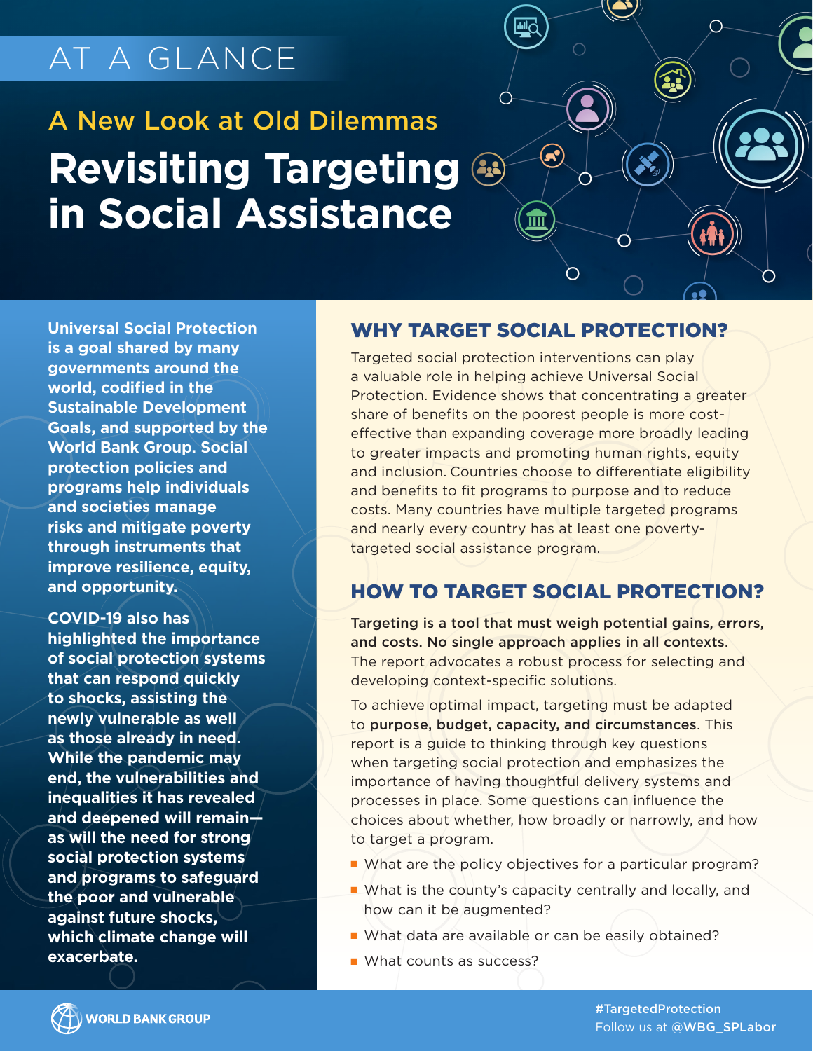AT A GLANCE

## A New Look at Old Dilemmas

# Revisiting Targeting in Social Assistance

**Universal Social Protection is a goal shared by many governments around the world, codified in the Sustainable Development Goals, and supported by the World Bank Group. Social protection policies and programs help individuals and societies manage risks and mitigate poverty through instruments that improve resilience, equity, and opportunity.**

**COVID-19 also has highlighted the importance of social protection systems that can respond quickly to shocks, assisting the newly vulnerable as well as those already in need. While the pandemic may end, the vulnerabilities and inequalities it has revealed and deepened will remain—as will the need for strong social protection systems and programs to safeguard the poor and vulnerable against future shocks, which climate change will exacerbate.**

## WHY TARGET SOCIAL PROTECTION?

Targeted social protection interventions can play a valuable role in helping achieve Universal Social Protection. Evidence shows that concentrating a greater share of benefits on the poorest people is more cost-effective than expanding coverage more broadly leading to greater impacts and promoting human rights, equity and inclusion. Countries choose to differentiate eligibility and benefits to fit programs to purpose and to reduce costs. Many countries have multiple targeted programs and nearly every country has at least one poverty-targeted social assistance program.

## HOW TO TARGET SOCIAL PROTECTION?

**Targeting is a tool that must weigh potential gains, errors, and costs. No single approach applies in all contexts.** The report advocates a robust process for selecting and developing context-specific solutions.

To achieve optimal impact, targeting must be adapted to **purpose, budget, capacity, and circumstances**. This report is a guide to thinking through key questions when targeting social protection and emphasizes the importance of having thoughtful delivery systems and processes in place. Some questions can influence the choices about whether, how broadly or narrowly, and how to target a program.

- What are the policy objectives for a particular program?
- What is the county's capacity centrally and locally, and how can it be augmented?
- What data are available or can be easily obtained?
- What counts as success?

WORLD BANK GROUP

#TargetedProtection
Follow us at @WBG_SPLabor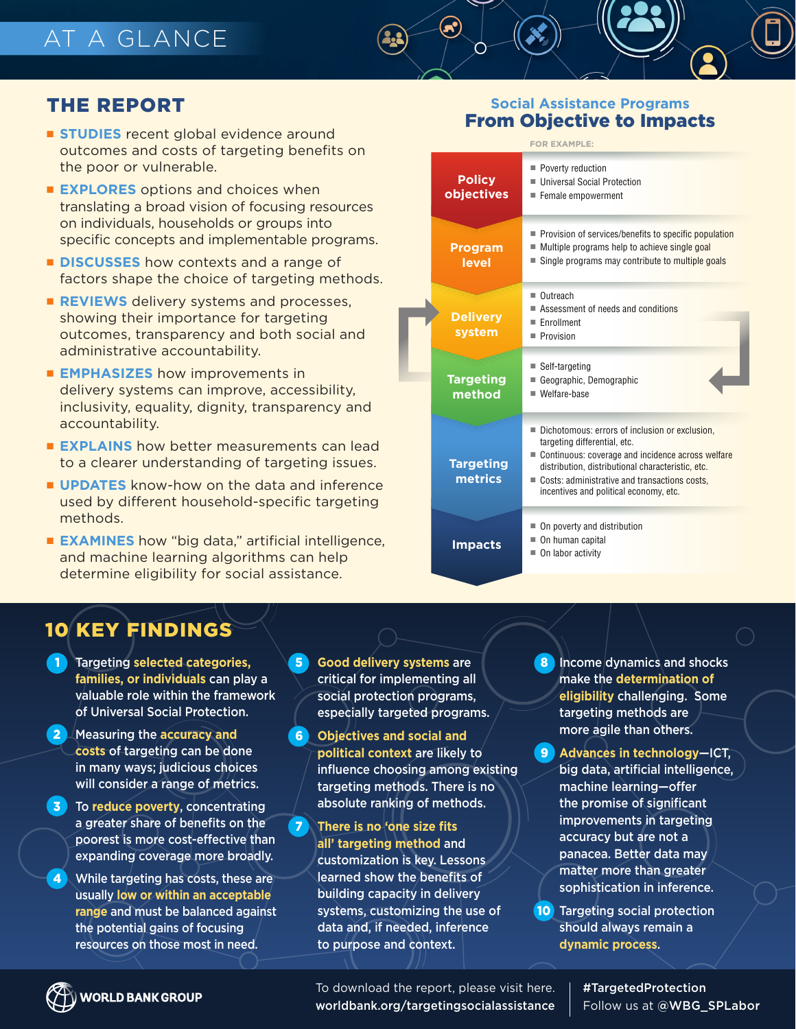# AT A GLANCE

## THE REPORT

- **STUDIES** recent global evidence around outcomes and costs of targeting benefits on the poor or vulnerable.
- **EXPLORES** options and choices when translating a broad vision of focusing resources on individuals, households or groups into specific concepts and implementable programs.
- **DISCUSSES** how contexts and a range of factors shape the choice of targeting methods.
- **REVIEWS** delivery systems and processes, showing their importance for targeting outcomes, transparency and both social and administrative accountability.
- **EMPHASIZES** how improvements in delivery systems can improve, accessibility, inclusivity, equality, dignity, transparency and accountability.
- **EXPLAINS** how better measurements can lead to a clearer understanding of targeting issues.
- **UPDATES** know-how on the data and inference used by different household-specific targeting methods.
- **EXAMINES** how "big data," artificial intelligence, and machine learning algorithms can help determine eligibility for social assistance.

## Social Assistance Programs From Objective to Impacts

FOR EXAMPLE:

**Policy objectives**
- Poverty reduction
- Universal Social Protection
- Female empowerment

**Program level**
- Provision of services/benefits to specific population
- Multiple programs help to achieve single goal
- Single programs may contribute to multiple goals

**Delivery system**
- Outreach
- Assessment of needs and conditions
- Enrollment
- Provision

**Targeting method**
- Self-targeting
- Geographic, Demographic
- Welfare-base

**Targeting metrics**
- Dichotomous: errors of inclusion or exclusion, targeting differential, etc.
- Continuous: coverage and incidence across welfare distribution, distributional characteristic, etc.
- Costs: administrative and transactions costs, incentives and political economy, etc.

**Impacts**
- On poverty and distribution
- On human capital
- On labor activity

## 10 KEY FINDINGS

1. Targeting **selected categories, families, or individuals** can play a valuable role within the framework of Universal Social Protection.
2. Measuring the **accuracy and costs** of targeting can be done in many ways; judicious choices will consider a range of metrics.
3. To **reduce poverty**, concentrating a greater share of benefits on the poorest is more cost-effective than expanding coverage more broadly.
4. While targeting has costs, these are usually **low or within an acceptable range** and must be balanced against the potential gains of focusing resources on those most in need.
5. **Good delivery systems** are critical for implementing all social protection programs, especially targeted programs.
6. **Objectives and social and political context** are likely to influence choosing among existing targeting methods. There is no absolute ranking of methods.
7. **There is no 'one size fits all' targeting method** and customization is key. Lessons learned show the benefits of building capacity in delivery systems, customizing the use of data and, if needed, inference to purpose and context.
8. Income dynamics and shocks make the **determination of eligibility** challenging. Some targeting methods are more agile than others.
9. **Advances in technology**—ICT, big data, artificial intelligence, machine learning—offer the promise of significant improvements in targeting accuracy but are not a panacea. Better data may matter more than greater sophistication in inference.
10. Targeting social protection should always remain a **dynamic process**.

WORLD BANK GROUP

To download the report, please visit here.
worldbank.org/targetingsocialassistance

#TargetedProtection
Follow us at @WBG_SPLabor